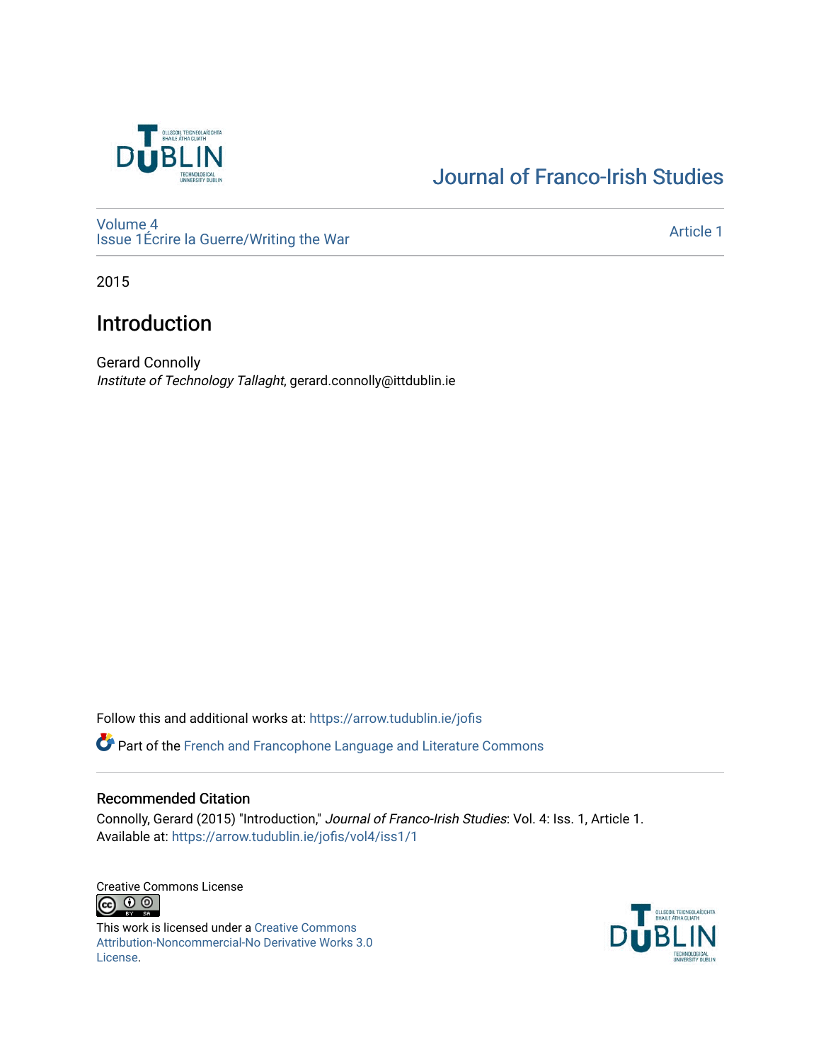Journal of Franco-Irish Studies

Volume 4
Issue 1Écrire la Guerre/Writing the War

Article 1

2015

# Introduction

Gerard Connolly
*Institute of Technology Tallaght*, gerard.connolly@ittdublin.ie

Follow this and additional works at: https://arrow.tudublin.ie/jofis

Part of the French and Francophone Language and Literature Commons

## Recommended Citation

Connolly, Gerard (2015) "Introduction," *Journal of Franco-Irish Studies*: Vol. 4: Iss. 1, Article 1.
Available at: https://arrow.tudublin.ie/jofis/vol4/iss1/1

Creative Commons License

This work is licensed under a Creative Commons Attribution-Noncommercial-No Derivative Works 3.0 License.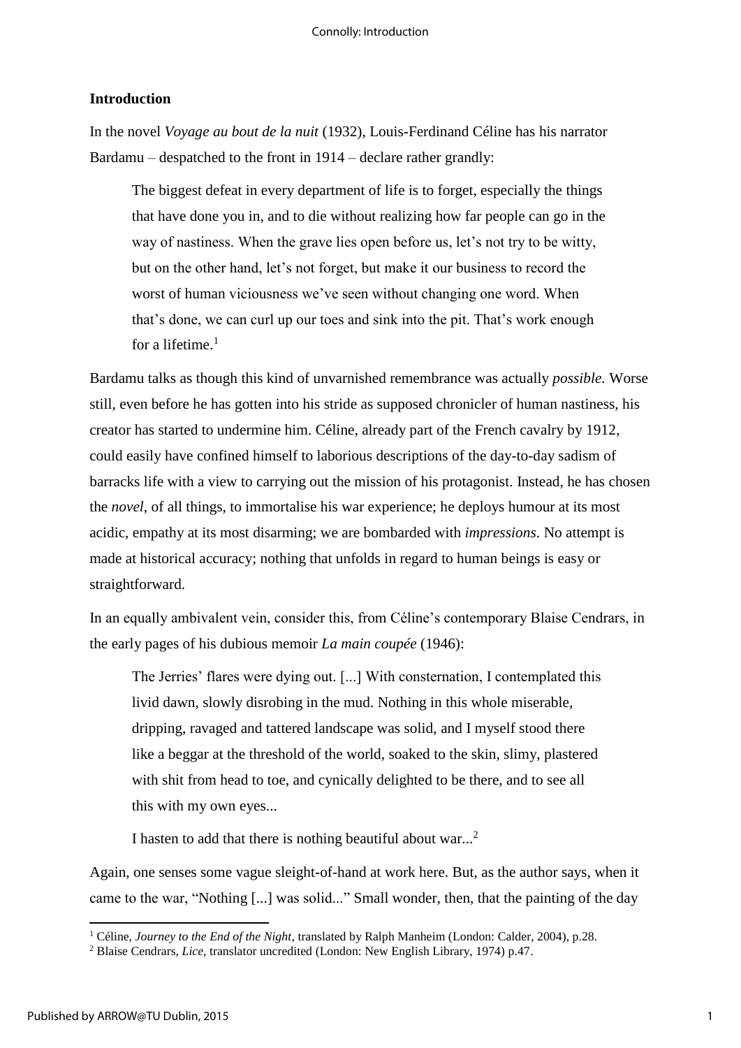## Introduction

In the novel *Voyage au bout de la nuit* (1932), Louis-Ferdinand Céline has his narrator Bardamu – despatched to the front in 1914 – declare rather grandly:

> The biggest defeat in every department of life is to forget, especially the things that have done you in, and to die without realizing how far people can go in the way of nastiness. When the grave lies open before us, let's not try to be witty, but on the other hand, let's not forget, but make it our business to record the worst of human viciousness we've seen without changing one word. When that's done, we can curl up our toes and sink into the pit. That's work enough for a lifetime.[1]

Bardamu talks as though this kind of unvarnished remembrance was actually *possible.* Worse still, even before he has gotten into his stride as supposed chronicler of human nastiness, his creator has started to undermine him. Céline, already part of the French cavalry by 1912, could easily have confined himself to laborious descriptions of the day-to-day sadism of barracks life with a view to carrying out the mission of his protagonist. Instead, he has chosen the *novel*, of all things, to immortalise his war experience; he deploys humour at its most acidic, empathy at its most disarming; we are bombarded with *impressions*. No attempt is made at historical accuracy; nothing that unfolds in regard to human beings is easy or straightforward.

In an equally ambivalent vein, consider this, from Céline's contemporary Blaise Cendrars, in the early pages of his dubious memoir *La main coupée* (1946):

> The Jerries' flares were dying out. [...] With consternation, I contemplated this livid dawn, slowly disrobing in the mud. Nothing in this whole miserable, dripping, ravaged and tattered landscape was solid, and I myself stood there like a beggar at the threshold of the world, soaked to the skin, slimy, plastered with shit from head to toe, and cynically delighted to be there, and to see all this with my own eyes...
>
> I hasten to add that there is nothing beautiful about war...[2]

Again, one senses some vague sleight-of-hand at work here. But, as the author says, when it came to the war, "Nothing [...] was solid..." Small wonder, then, that the painting of the day

---

[1] Céline, *Journey to the End of the Night*, translated by Ralph Manheim (London: Calder, 2004), p.28.

[2] Blaise Cendrars, *Lice*, translator uncredited (London: New English Library, 1974) p.47.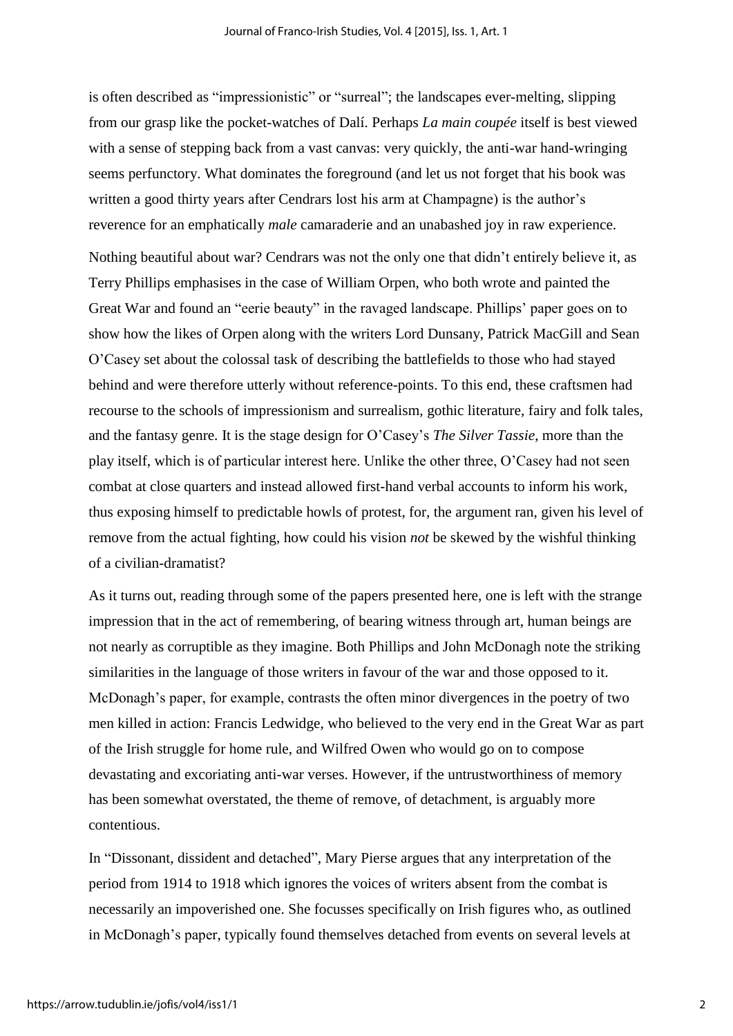is often described as "impressionistic" or "surreal"; the landscapes ever-melting, slipping from our grasp like the pocket-watches of Dalí. Perhaps *La main coupée* itself is best viewed with a sense of stepping back from a vast canvas: very quickly, the anti-war hand-wringing seems perfunctory. What dominates the foreground (and let us not forget that his book was written a good thirty years after Cendrars lost his arm at Champagne) is the author's reverence for an emphatically *male* camaraderie and an unabashed joy in raw experience.

Nothing beautiful about war? Cendrars was not the only one that didn't entirely believe it, as Terry Phillips emphasises in the case of William Orpen, who both wrote and painted the Great War and found an "eerie beauty" in the ravaged landscape. Phillips' paper goes on to show how the likes of Orpen along with the writers Lord Dunsany, Patrick MacGill and Sean O'Casey set about the colossal task of describing the battlefields to those who had stayed behind and were therefore utterly without reference-points. To this end, these craftsmen had recourse to the schools of impressionism and surrealism, gothic literature, fairy and folk tales, and the fantasy genre. It is the stage design for O'Casey's *The Silver Tassie*, more than the play itself, which is of particular interest here. Unlike the other three, O'Casey had not seen combat at close quarters and instead allowed first-hand verbal accounts to inform his work, thus exposing himself to predictable howls of protest, for, the argument ran, given his level of remove from the actual fighting, how could his vision *not* be skewed by the wishful thinking of a civilian-dramatist?

As it turns out, reading through some of the papers presented here, one is left with the strange impression that in the act of remembering, of bearing witness through art, human beings are not nearly as corruptible as they imagine. Both Phillips and John McDonagh note the striking similarities in the language of those writers in favour of the war and those opposed to it. McDonagh's paper, for example, contrasts the often minor divergences in the poetry of two men killed in action: Francis Ledwidge, who believed to the very end in the Great War as part of the Irish struggle for home rule, and Wilfred Owen who would go on to compose devastating and excoriating anti-war verses. However, if the untrustworthiness of memory has been somewhat overstated, the theme of remove, of detachment, is arguably more contentious.

In "Dissonant, dissident and detached", Mary Pierse argues that any interpretation of the period from 1914 to 1918 which ignores the voices of writers absent from the combat is necessarily an impoverished one. She focusses specifically on Irish figures who, as outlined in McDonagh's paper, typically found themselves detached from events on several levels at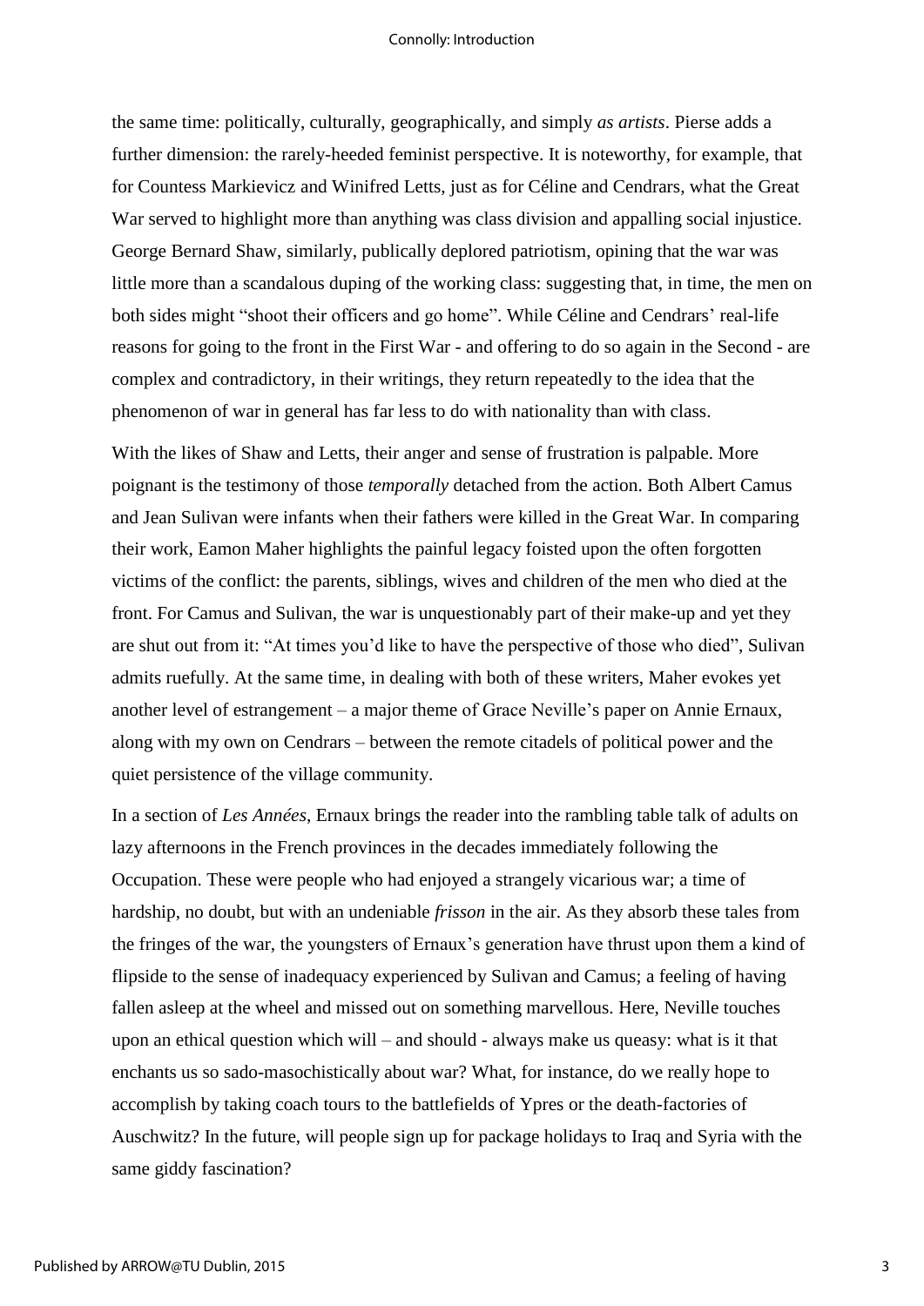the same time: politically, culturally, geographically, and simply *as artists*. Pierse adds a further dimension: the rarely-heeded feminist perspective. It is noteworthy, for example, that for Countess Markievicz and Winifred Letts, just as for Céline and Cendrars, what the Great War served to highlight more than anything was class division and appalling social injustice. George Bernard Shaw, similarly, publically deplored patriotism, opining that the war was little more than a scandalous duping of the working class: suggesting that, in time, the men on both sides might "shoot their officers and go home". While Céline and Cendrars' real-life reasons for going to the front in the First War - and offering to do so again in the Second - are complex and contradictory, in their writings, they return repeatedly to the idea that the phenomenon of war in general has far less to do with nationality than with class.

With the likes of Shaw and Letts, their anger and sense of frustration is palpable. More poignant is the testimony of those *temporally* detached from the action. Both Albert Camus and Jean Sulivan were infants when their fathers were killed in the Great War. In comparing their work, Eamon Maher highlights the painful legacy foisted upon the often forgotten victims of the conflict: the parents, siblings, wives and children of the men who died at the front. For Camus and Sulivan, the war is unquestionably part of their make-up and yet they are shut out from it: "At times you'd like to have the perspective of those who died", Sulivan admits ruefully. At the same time, in dealing with both of these writers, Maher evokes yet another level of estrangement – a major theme of Grace Neville's paper on Annie Ernaux, along with my own on Cendrars – between the remote citadels of political power and the quiet persistence of the village community.

In a section of *Les Années*, Ernaux brings the reader into the rambling table talk of adults on lazy afternoons in the French provinces in the decades immediately following the Occupation. These were people who had enjoyed a strangely vicarious war; a time of hardship, no doubt, but with an undeniable *frisson* in the air. As they absorb these tales from the fringes of the war, the youngsters of Ernaux's generation have thrust upon them a kind of flipside to the sense of inadequacy experienced by Sulivan and Camus; a feeling of having fallen asleep at the wheel and missed out on something marvellous. Here, Neville touches upon an ethical question which will – and should - always make us queasy: what is it that enchants us so sado-masochistically about war? What, for instance, do we really hope to accomplish by taking coach tours to the battlefields of Ypres or the death-factories of Auschwitz? In the future, will people sign up for package holidays to Iraq and Syria with the same giddy fascination?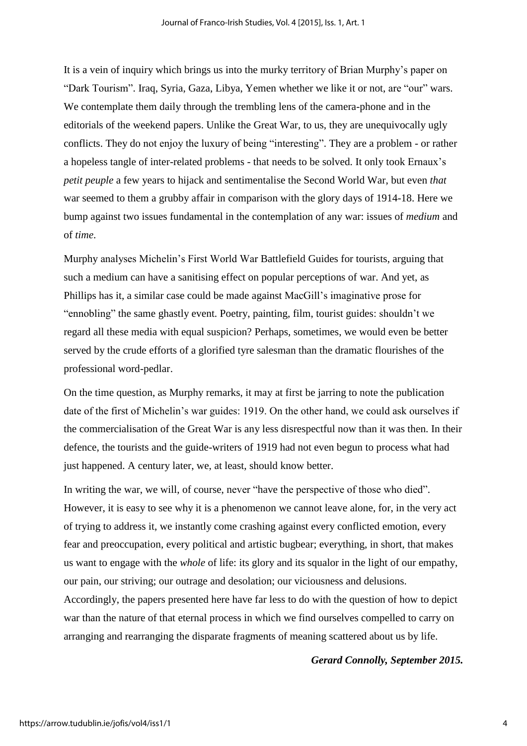It is a vein of inquiry which brings us into the murky territory of Brian Murphy's paper on "Dark Tourism". Iraq, Syria, Gaza, Libya, Yemen whether we like it or not, are "our" wars. We contemplate them daily through the trembling lens of the camera-phone and in the editorials of the weekend papers. Unlike the Great War, to us, they are unequivocally ugly conflicts. They do not enjoy the luxury of being "interesting". They are a problem - or rather a hopeless tangle of inter-related problems - that needs to be solved. It only took Ernaux's *petit peuple* a few years to hijack and sentimentalise the Second World War, but even *that* war seemed to them a grubby affair in comparison with the glory days of 1914-18. Here we bump against two issues fundamental in the contemplation of any war: issues of *medium* and of *time*.

Murphy analyses Michelin's First World War Battlefield Guides for tourists, arguing that such a medium can have a sanitising effect on popular perceptions of war. And yet, as Phillips has it, a similar case could be made against MacGill's imaginative prose for "ennobling" the same ghastly event. Poetry, painting, film, tourist guides: shouldn't we regard all these media with equal suspicion? Perhaps, sometimes, we would even be better served by the crude efforts of a glorified tyre salesman than the dramatic flourishes of the professional word-pedlar.

On the time question, as Murphy remarks, it may at first be jarring to note the publication date of the first of Michelin's war guides: 1919. On the other hand, we could ask ourselves if the commercialisation of the Great War is any less disrespectful now than it was then. In their defence, the tourists and the guide-writers of 1919 had not even begun to process what had just happened. A century later, we, at least, should know better.

In writing the war, we will, of course, never "have the perspective of those who died". However, it is easy to see why it is a phenomenon we cannot leave alone, for, in the very act of trying to address it, we instantly come crashing against every conflicted emotion, every fear and preoccupation, every political and artistic bugbear; everything, in short, that makes us want to engage with the *whole* of life: its glory and its squalor in the light of our empathy, our pain, our striving; our outrage and desolation; our viciousness and delusions. Accordingly, the papers presented here have far less to do with the question of how to depict war than the nature of that eternal process in which we find ourselves compelled to carry on arranging and rearranging the disparate fragments of meaning scattered about us by life.

***Gerard Connolly, September 2015.***